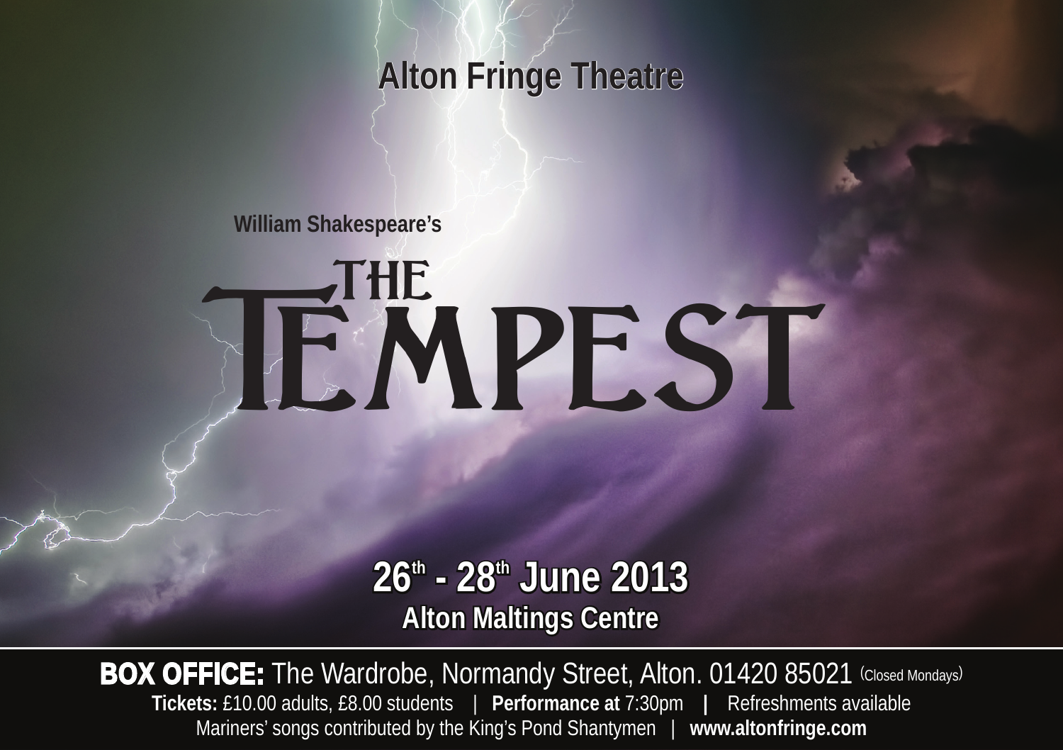## Alton Fringe Theatre

**William Shakespeare's**

# THE TEMPEST

## 26th - 28th June 2013

**Alton Maltings Centre**

**BOX OFFICE:** The Wardrobe, Normandy Street, Alton. 01420 85021 (Closed Mondays)

**Tickets:** £10.00 adults, £8.00 students | **Performance at** 7:30pm | Refreshments available

Mariners' songs contributed by the King's Pond Shantymen | **www.altonfringe.com**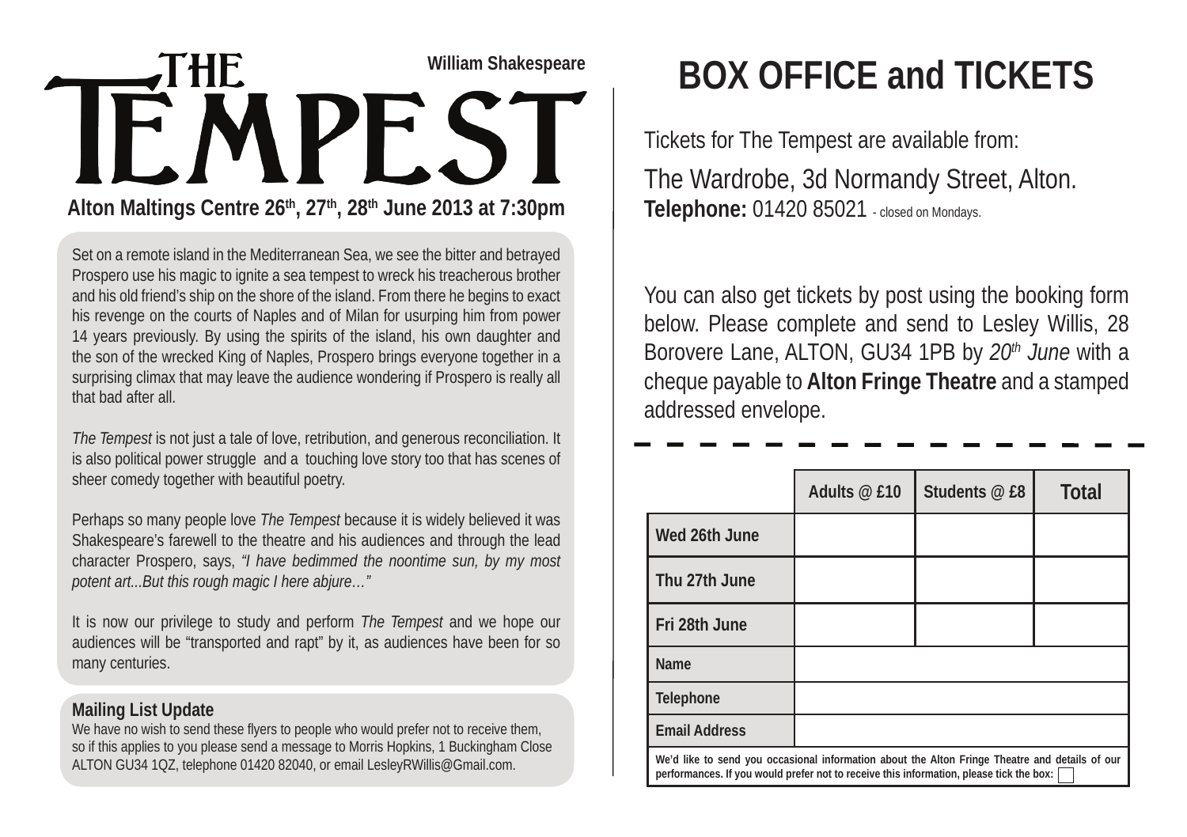# THE TEMPEST

**William Shakespeare**

**Alton Maltings Centre 26th, 27th, 28th June 2013 at 7:30pm**

Set on a remote island in the Mediterranean Sea, we see the bitter and betrayed Prospero use his magic to ignite a sea tempest to wreck his treacherous brother and his old friend's ship on the shore of the island. From there he begins to exact his revenge on the courts of Naples and of Milan for usurping him from power 14 years previously. By using the spirits of the island, his own daughter and the son of the wrecked King of Naples, Prospero brings everyone together in a surprising climax that may leave the audience wondering if Prospero is really all that bad after all.

*The Tempest* is not just a tale of love, retribution, and generous reconciliation. It is also political power struggle and a touching love story too that has scenes of sheer comedy together with beautiful poetry.

Perhaps so many people love *The Tempest* because it is widely believed it was Shakespeare's farewell to the theatre and his audiences and through the lead character Prospero, says, *"I have bedimmed the noontime sun, by my most potent art...But this rough magic I here abjure…"*

It is now our privilege to study and perform *The Tempest* and we hope our audiences will be "transported and rapt" by it, as audiences have been for so many centuries.

**Mailing List Update**

We have no wish to send these flyers to people who would prefer not to receive them, so if this applies to you please send a message to Morris Hopkins, 1 Buckingham Close ALTON GU34 1QZ, telephone 01420 82040, or email LesleyRWillis@Gmail.com.

# BOX OFFICE and TICKETS

Tickets for The Tempest are available from:

The Wardrobe, 3d Normandy Street, Alton.
**Telephone:** 01420 85021 - closed on Mondays.

You can also get tickets by post using the booking form below. Please complete and send to Lesley Willis, 28 Borovere Lane, ALTON, GU34 1PB by *20th June* with a cheque payable to **Alton Fringe Theatre** and a stamped addressed envelope.

| | Adults @ £10 | Students @ £8 | Total |
|---|---|---|---|
| Wed 26th June | | | |
| Thu 27th June | | | |
| Fri 28th June | | | |
| Name | | | |
| Telephone | | | |
| Email Address | | | |

We'd like to send you occasional information about the Alton Fringe Theatre and details of our performances. If you would prefer not to receive this information, please tick the box: ☐